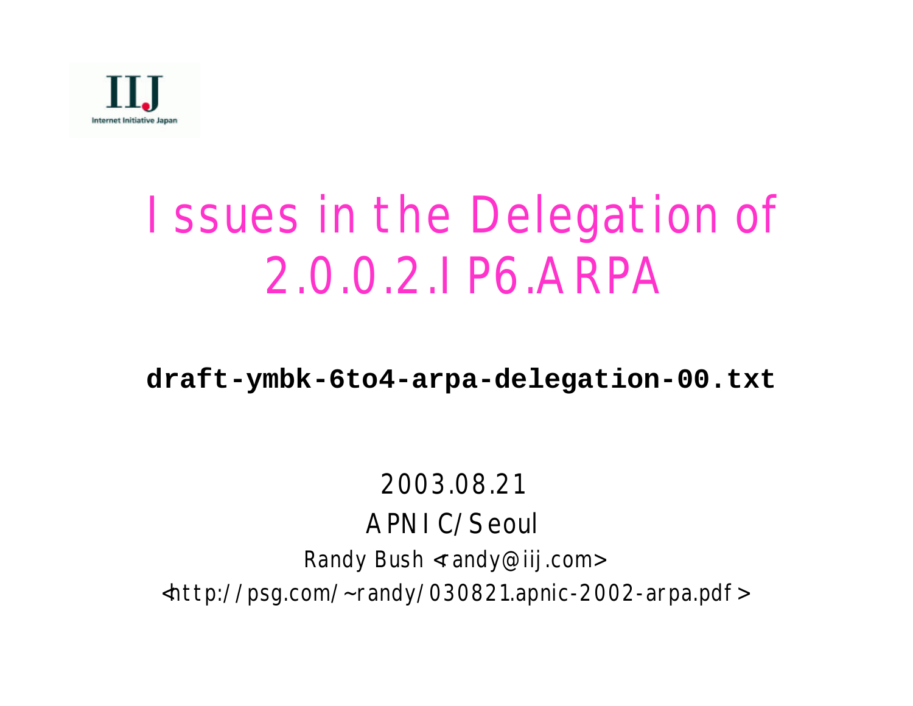IIJ

Internet Initiative Japan

# Issues in the Delegation of 2.0.0.2.IP6.ARPA

**draft-ymbk-6to4-arpa-delegation-00.txt**

2003.08.21

APNIC/Seoul

Randy Bush <randy@iij.com>

<http://psg.com/~randy/030821.apnic-2002-arpa.pdf>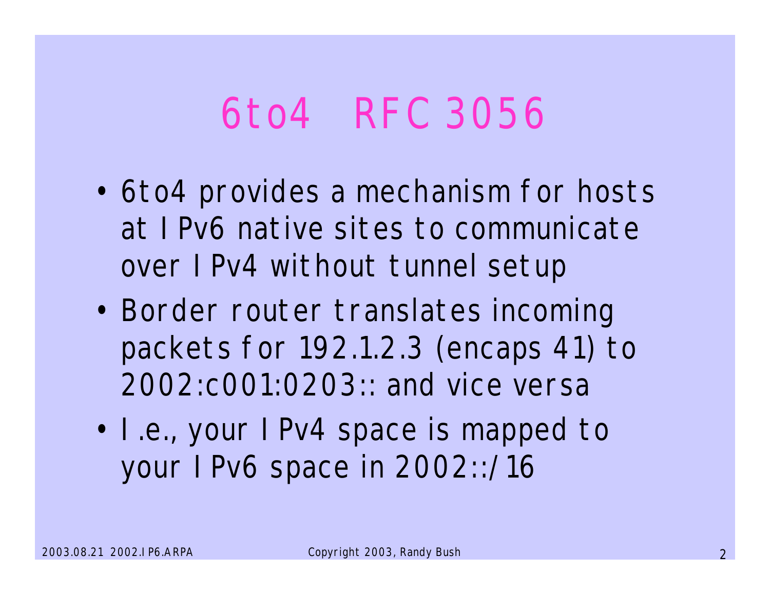# 6to4 RFC 3056

- 6to4 provides a mechanism for hosts at IPv6 native sites to communicate over IPv4 without tunnel setup
- Border router translates incoming packets for 192.1.2.3 (encaps 41) to 2002:c001:0203:: and vice versa
- I.e., your IPv4 space is mapped to your IPv6 space in 2002::/16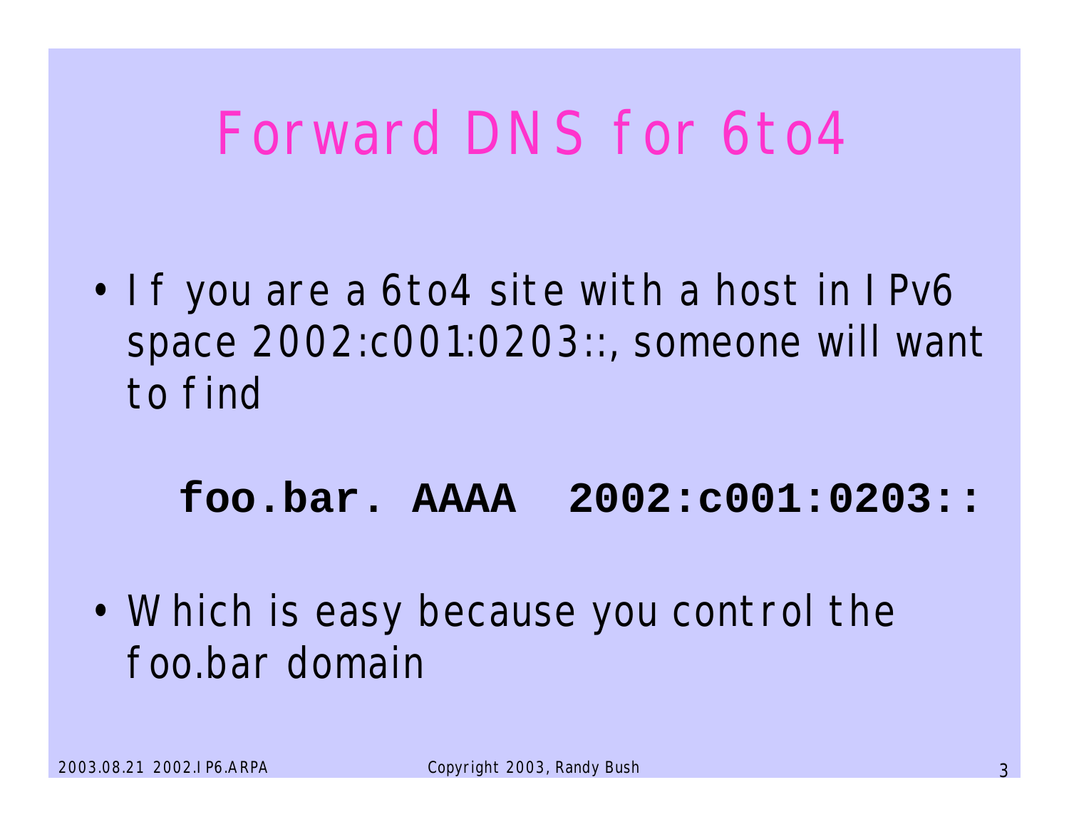# Forward DNS for 6to4

- If you are a 6to4 site with a host in IPv6 space 2002:c001:0203::, someone will want to find

```
foo.bar. AAAA  2002:c001:0203::
```

- Which is easy because you control the foo.bar domain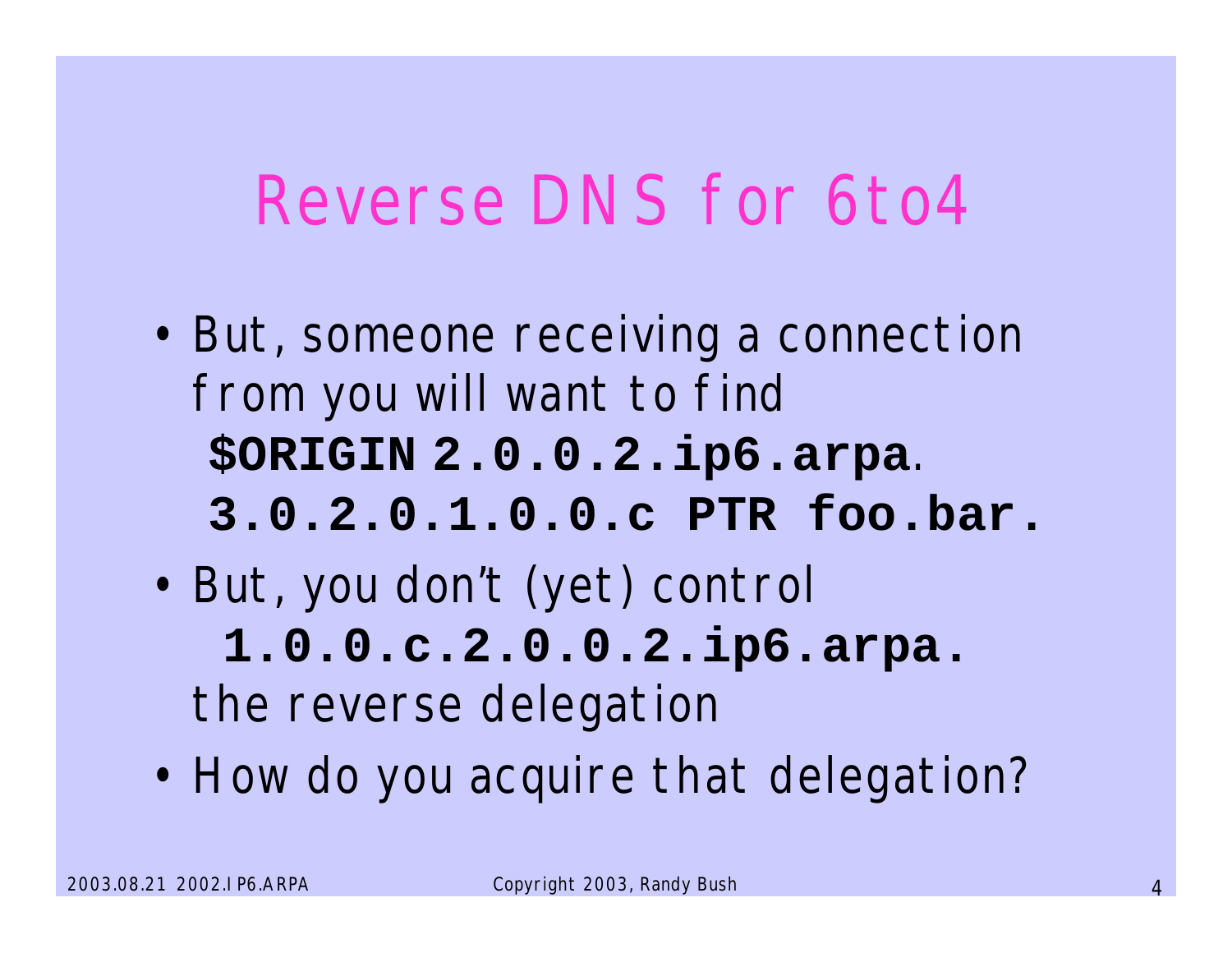# Reverse DNS for 6to4

- But, someone receiving a connection from you will want to find

```
$ORIGIN 2.0.0.2.ip6.arpa.
3.0.2.0.1.0.0.c PTR foo.bar.
```

- But, you don't (yet) control

  **1.0.0.c.2.0.0.2.ip6.arpa.**

  the reverse delegation

- How do you acquire that delegation?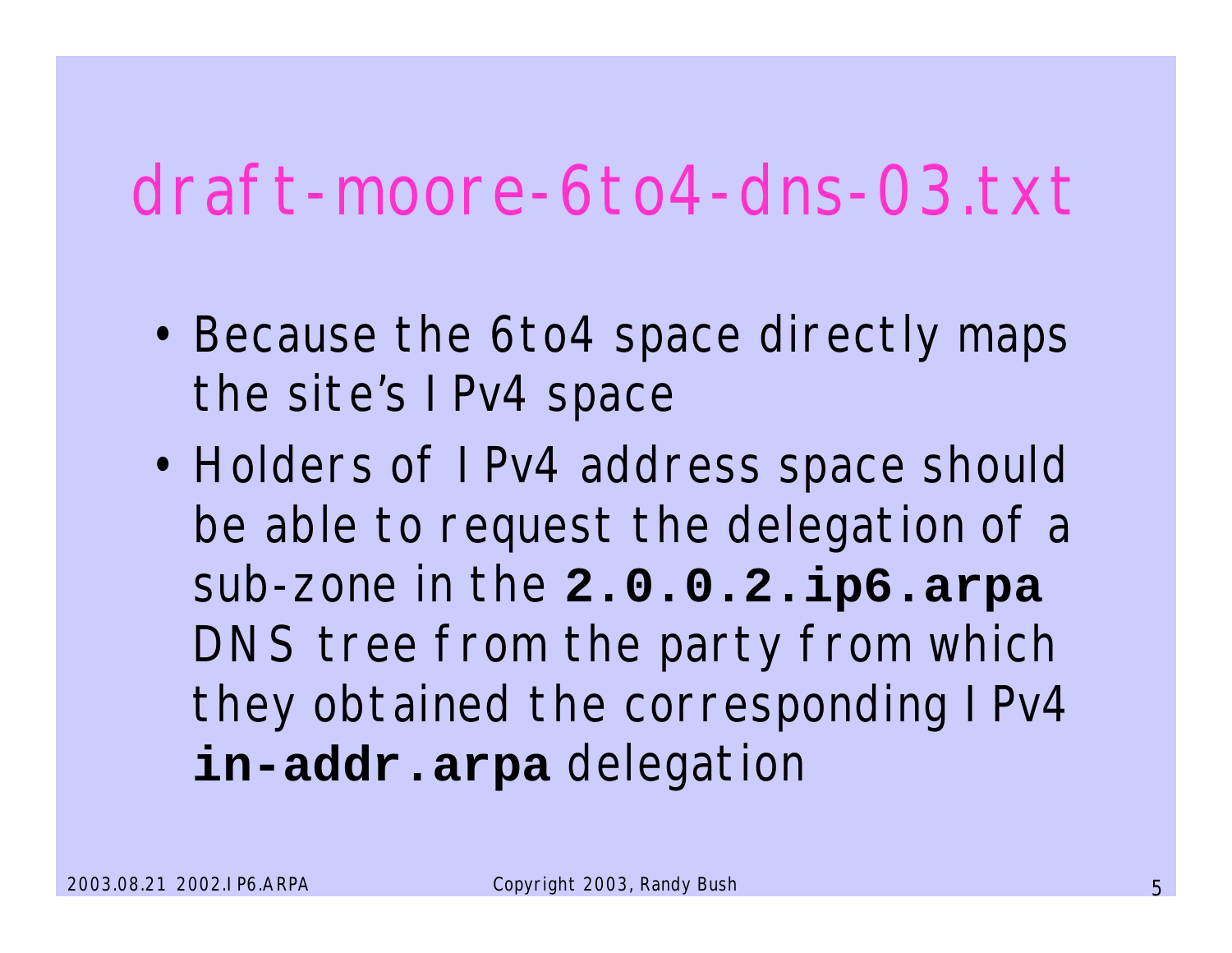# draft-moore-6to4-dns-03.txt

- Because the 6to4 space directly maps the site's IPv4 space
- Holders of IPv4 address space should be able to request the delegation of a sub-zone in the **`2.0.0.2.ip6.arpa`** DNS tree from the party from which they obtained the corresponding IPv4 **`in-addr.arpa`** delegation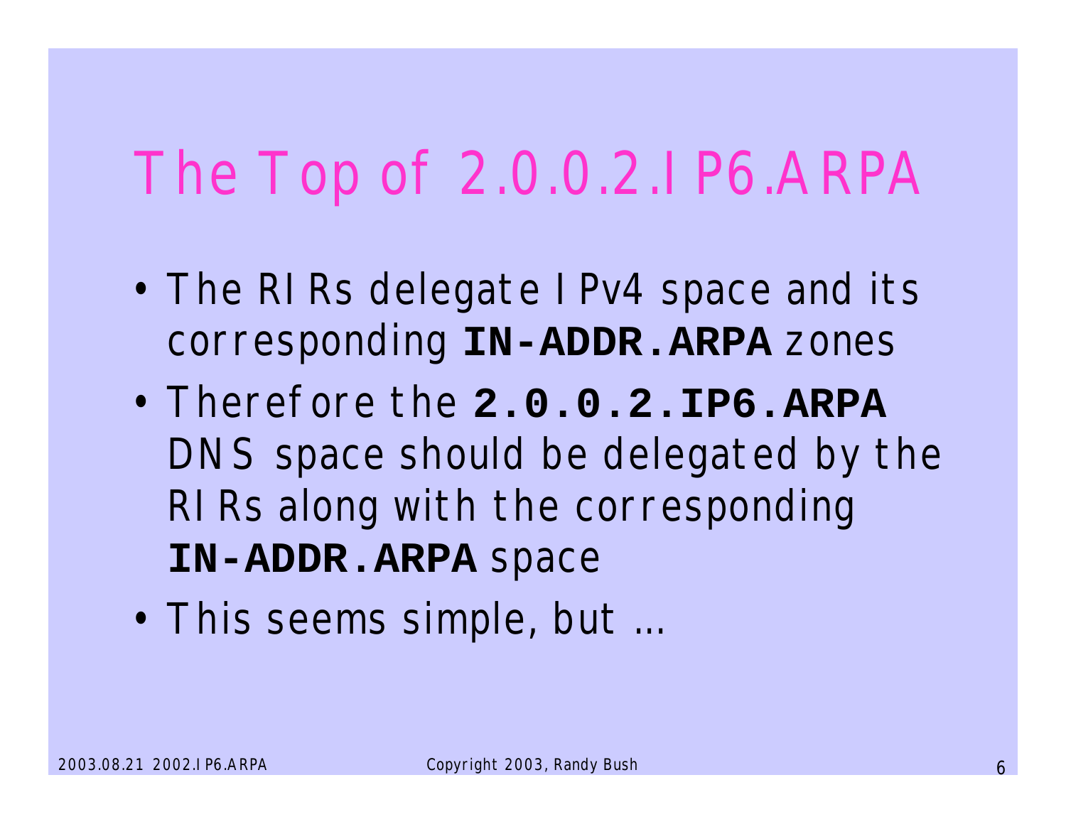# The Top of 2.0.0.2.IP6.ARPA

- The RIRs delegate IPv4 space and its corresponding **IN-ADDR.ARPA** zones
- Therefore the **2.0.0.2.IP6.ARPA** DNS space should be delegated by the RIRs along with the corresponding **IN-ADDR.ARPA** space
- This seems simple, but ...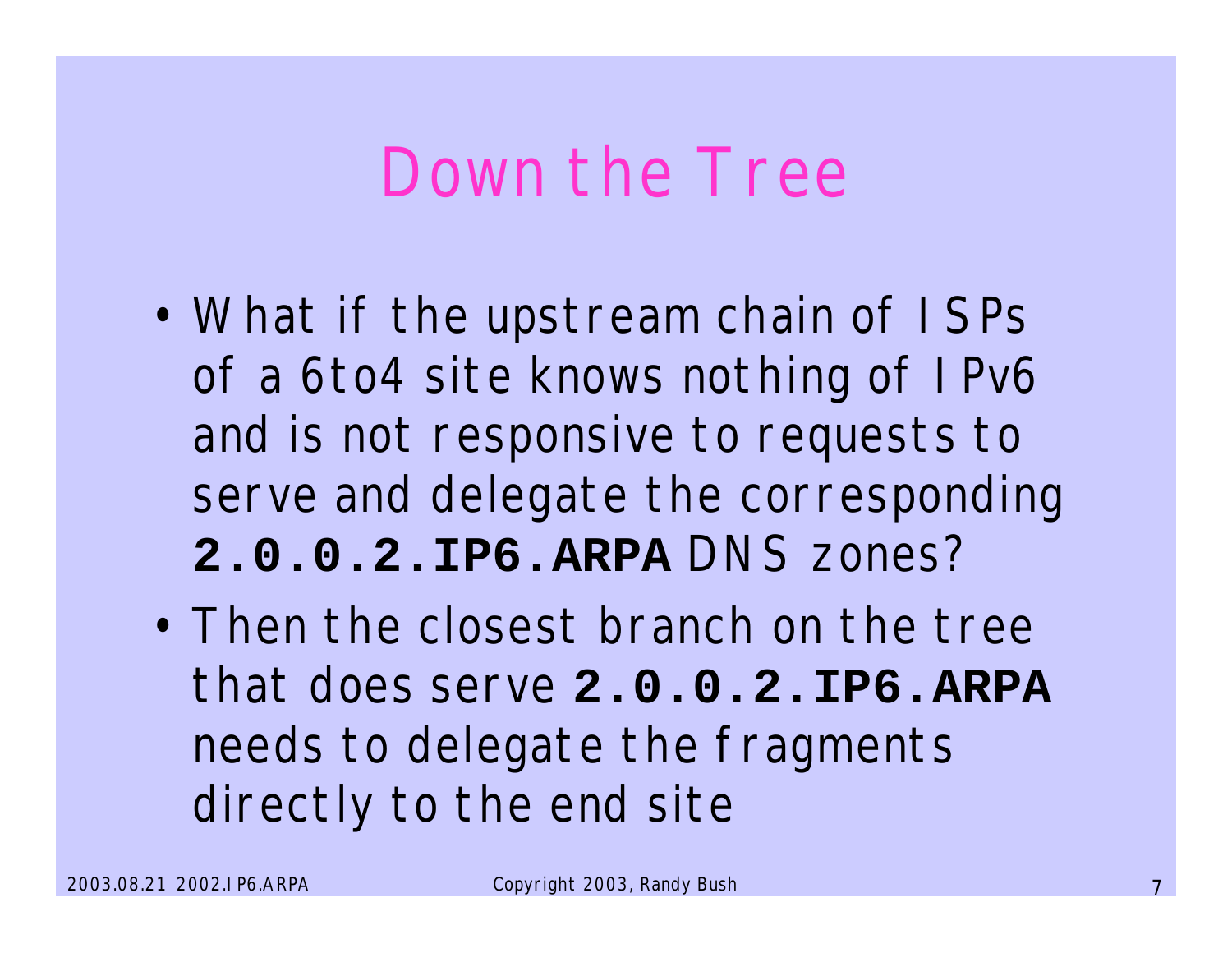# Down the Tree

- What if the upstream chain of ISPs of a 6to4 site knows nothing of IPv6 and is not responsive to requests to serve and delegate the corresponding **2.0.0.2.IP6.ARPA** DNS zones?
- Then the closest branch on the tree that does serve **2.0.0.2.IP6.ARPA** needs to delegate the fragments directly to the end site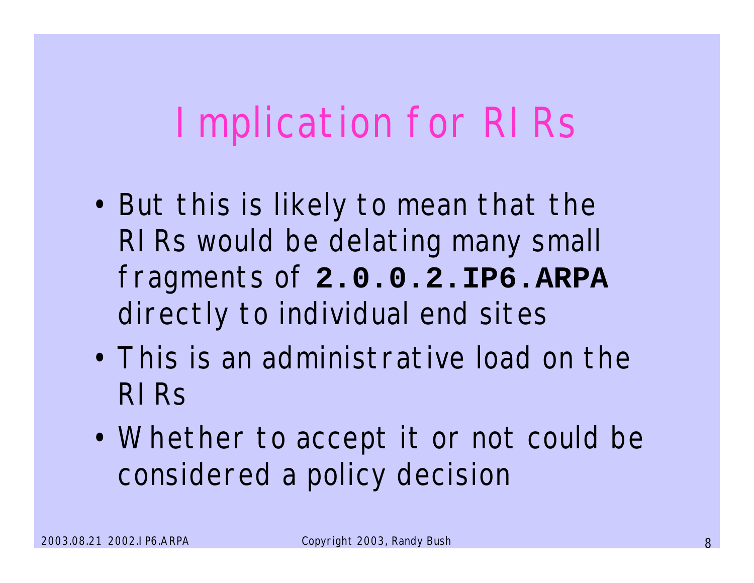# Implication for RIRs

- But this is likely to mean that the RIRs would be delating many small fragments of **`2.0.0.2.IP6.ARPA`** directly to individual end sites
- This is an administrative load on the RIRs
- Whether to accept it or not could be considered a policy decision